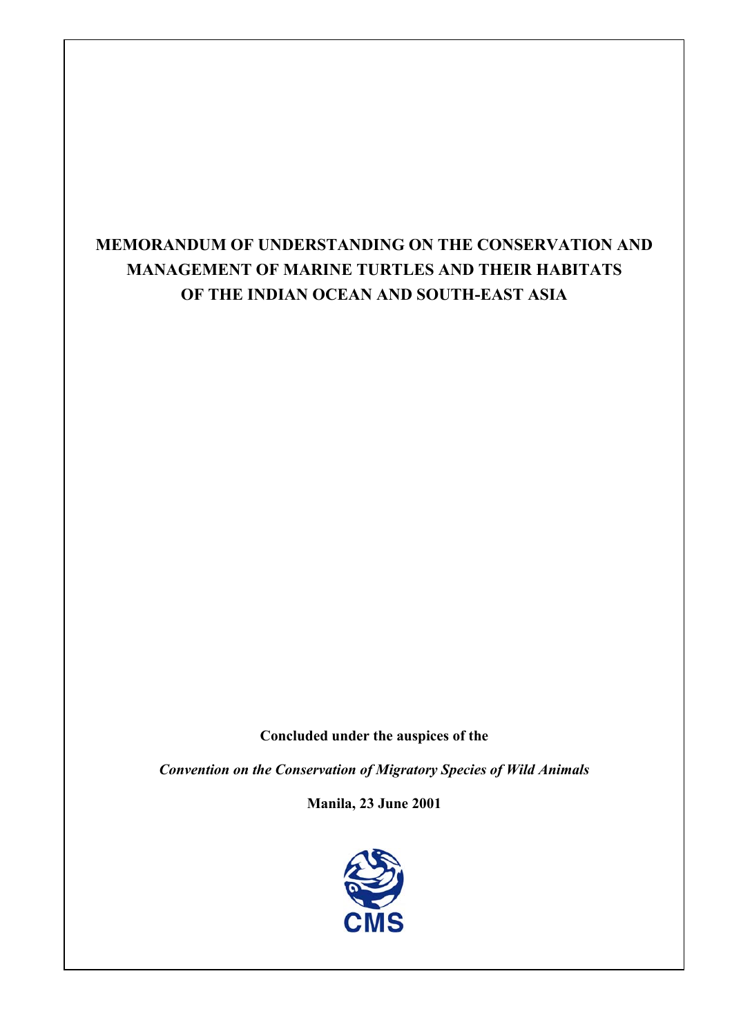# MEMORANDUM OF UNDERSTANDING ON THE CONSERVATION AND MANAGEMENT OF MARINE TURTLES AND THEIR HABITATS OF THE INDIAN OCEAN AND SOUTH-EAST ASIA

**Concluded under the auspices of the**

***Convention on the Conservation of Migratory Species of Wild Animals***

**Manila, 23 June 2001**

CMS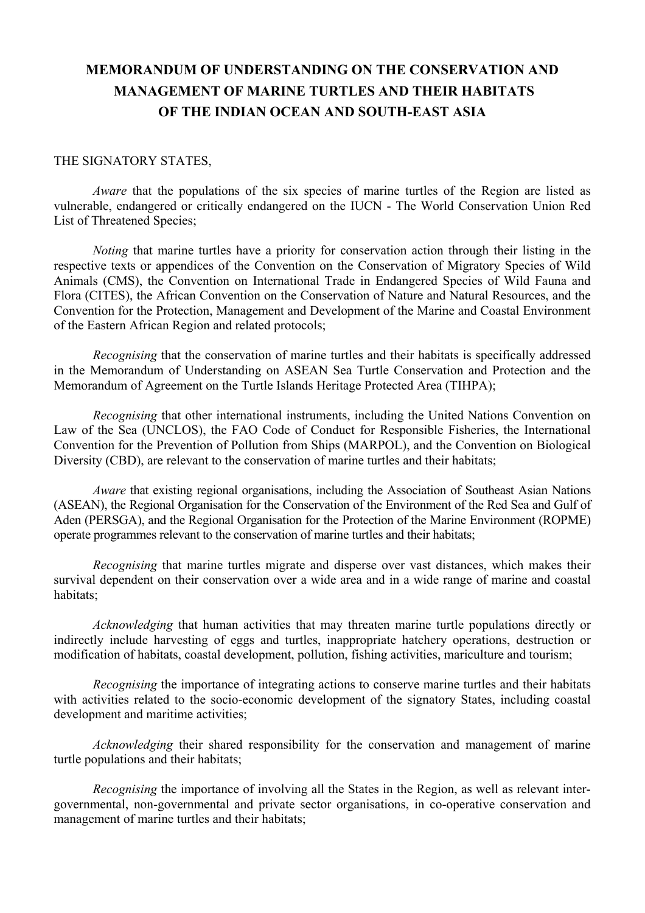# MEMORANDUM OF UNDERSTANDING ON THE CONSERVATION AND MANAGEMENT OF MARINE TURTLES AND THEIR HABITATS OF THE INDIAN OCEAN AND SOUTH-EAST ASIA

THE SIGNATORY STATES,

*Aware* that the populations of the six species of marine turtles of the Region are listed as vulnerable, endangered or critically endangered on the IUCN - The World Conservation Union Red List of Threatened Species;

*Noting* that marine turtles have a priority for conservation action through their listing in the respective texts or appendices of the Convention on the Conservation of Migratory Species of Wild Animals (CMS), the Convention on International Trade in Endangered Species of Wild Fauna and Flora (CITES), the African Convention on the Conservation of Nature and Natural Resources, and the Convention for the Protection, Management and Development of the Marine and Coastal Environment of the Eastern African Region and related protocols;

*Recognising* that the conservation of marine turtles and their habitats is specifically addressed in the Memorandum of Understanding on ASEAN Sea Turtle Conservation and Protection and the Memorandum of Agreement on the Turtle Islands Heritage Protected Area (TIHPA);

*Recognising* that other international instruments, including the United Nations Convention on Law of the Sea (UNCLOS), the FAO Code of Conduct for Responsible Fisheries, the International Convention for the Prevention of Pollution from Ships (MARPOL), and the Convention on Biological Diversity (CBD), are relevant to the conservation of marine turtles and their habitats;

*Aware* that existing regional organisations, including the Association of Southeast Asian Nations (ASEAN), the Regional Organisation for the Conservation of the Environment of the Red Sea and Gulf of Aden (PERSGA), and the Regional Organisation for the Protection of the Marine Environment (ROPME) operate programmes relevant to the conservation of marine turtles and their habitats;

*Recognising* that marine turtles migrate and disperse over vast distances, which makes their survival dependent on their conservation over a wide area and in a wide range of marine and coastal habitats;

*Acknowledging* that human activities that may threaten marine turtle populations directly or indirectly include harvesting of eggs and turtles, inappropriate hatchery operations, destruction or modification of habitats, coastal development, pollution, fishing activities, mariculture and tourism;

*Recognising* the importance of integrating actions to conserve marine turtles and their habitats with activities related to the socio-economic development of the signatory States, including coastal development and maritime activities;

*Acknowledging* their shared responsibility for the conservation and management of marine turtle populations and their habitats;

*Recognising* the importance of involving all the States in the Region, as well as relevant inter-governmental, non-governmental and private sector organisations, in co-operative conservation and management of marine turtles and their habitats;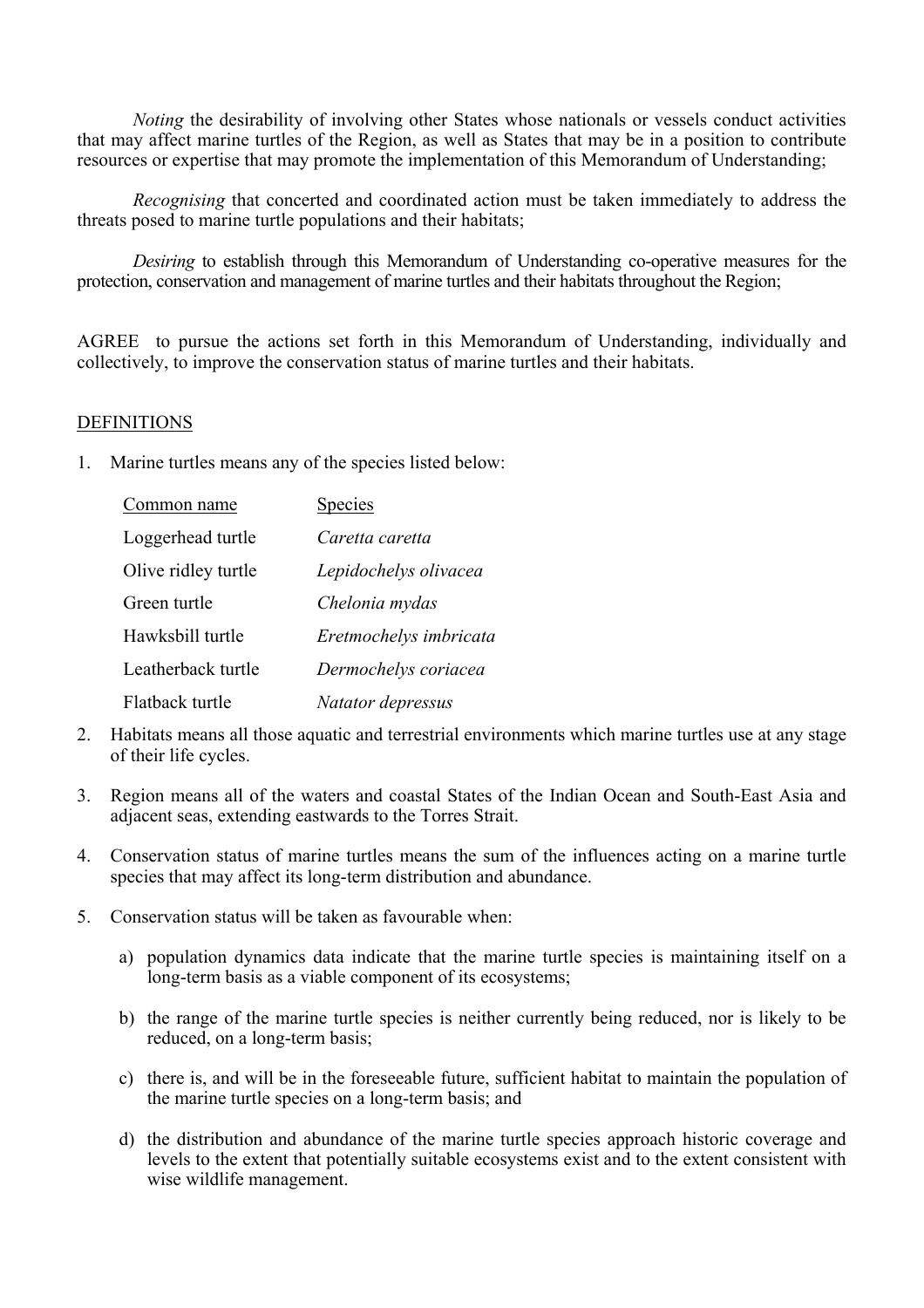*Noting* the desirability of involving other States whose nationals or vessels conduct activities that may affect marine turtles of the Region, as well as States that may be in a position to contribute resources or expertise that may promote the implementation of this Memorandum of Understanding;

*Recognising* that concerted and coordinated action must be taken immediately to address the threats posed to marine turtle populations and their habitats;

*Desiring* to establish through this Memorandum of Understanding co-operative measures for the protection, conservation and management of marine turtles and their habitats throughout the Region;

AGREE to pursue the actions set forth in this Memorandum of Understanding, individually and collectively, to improve the conservation status of marine turtles and their habitats.

## DEFINITIONS

1. Marine turtles means any of the species listed below:

| Common name | Species |
|---|---|
| Loggerhead turtle | *Caretta caretta* |
| Olive ridley turtle | *Lepidochelys olivacea* |
| Green turtle | *Chelonia mydas* |
| Hawksbill turtle | *Eretmochelys imbricata* |
| Leatherback turtle | *Dermochelys coriacea* |
| Flatback turtle | *Natator depressus* |

2. Habitats means all those aquatic and terrestrial environments which marine turtles use at any stage of their life cycles.

3. Region means all of the waters and coastal States of the Indian Ocean and South-East Asia and adjacent seas, extending eastwards to the Torres Strait.

4. Conservation status of marine turtles means the sum of the influences acting on a marine turtle species that may affect its long-term distribution and abundance.

5. Conservation status will be taken as favourable when:

   a) population dynamics data indicate that the marine turtle species is maintaining itself on a long-term basis as a viable component of its ecosystems;

   b) the range of the marine turtle species is neither currently being reduced, nor is likely to be reduced, on a long-term basis;

   c) there is, and will be in the foreseeable future, sufficient habitat to maintain the population of the marine turtle species on a long-term basis; and

   d) the distribution and abundance of the marine turtle species approach historic coverage and levels to the extent that potentially suitable ecosystems exist and to the extent consistent with wise wildlife management.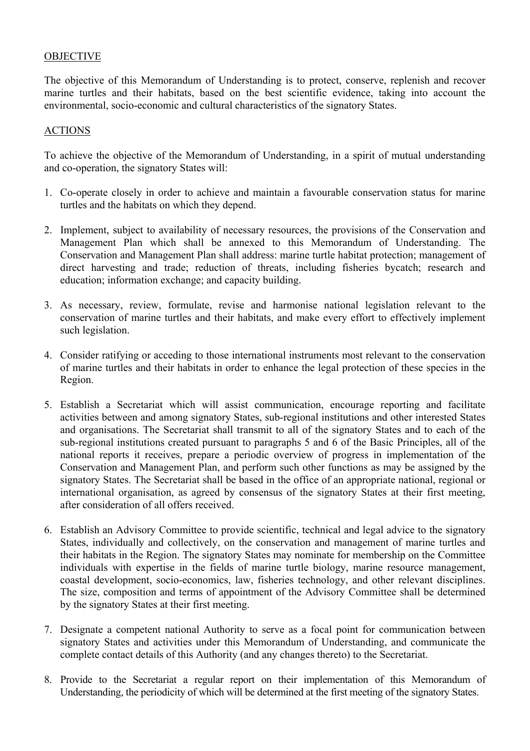OBJECTIVE

The objective of this Memorandum of Understanding is to protect, conserve, replenish and recover marine turtles and their habitats, based on the best scientific evidence, taking into account the environmental, socio-economic and cultural characteristics of the signatory States.

ACTIONS

To achieve the objective of the Memorandum of Understanding, in a spirit of mutual understanding and co-operation, the signatory States will:

1. Co-operate closely in order to achieve and maintain a favourable conservation status for marine turtles and the habitats on which they depend.

2. Implement, subject to availability of necessary resources, the provisions of the Conservation and Management Plan which shall be annexed to this Memorandum of Understanding. The Conservation and Management Plan shall address: marine turtle habitat protection; management of direct harvesting and trade; reduction of threats, including fisheries bycatch; research and education; information exchange; and capacity building.

3. As necessary, review, formulate, revise and harmonise national legislation relevant to the conservation of marine turtles and their habitats, and make every effort to effectively implement such legislation.

4. Consider ratifying or acceding to those international instruments most relevant to the conservation of marine turtles and their habitats in order to enhance the legal protection of these species in the Region.

5. Establish a Secretariat which will assist communication, encourage reporting and facilitate activities between and among signatory States, sub-regional institutions and other interested States and organisations. The Secretariat shall transmit to all of the signatory States and to each of the sub-regional institutions created pursuant to paragraphs 5 and 6 of the Basic Principles, all of the national reports it receives, prepare a periodic overview of progress in implementation of the Conservation and Management Plan, and perform such other functions as may be assigned by the signatory States. The Secretariat shall be based in the office of an appropriate national, regional or international organisation, as agreed by consensus of the signatory States at their first meeting, after consideration of all offers received.

6. Establish an Advisory Committee to provide scientific, technical and legal advice to the signatory States, individually and collectively, on the conservation and management of marine turtles and their habitats in the Region. The signatory States may nominate for membership on the Committee individuals with expertise in the fields of marine turtle biology, marine resource management, coastal development, socio-economics, law, fisheries technology, and other relevant disciplines. The size, composition and terms of appointment of the Advisory Committee shall be determined by the signatory States at their first meeting.

7. Designate a competent national Authority to serve as a focal point for communication between signatory States and activities under this Memorandum of Understanding, and communicate the complete contact details of this Authority (and any changes thereto) to the Secretariat.

8. Provide to the Secretariat a regular report on their implementation of this Memorandum of Understanding, the periodicity of which will be determined at the first meeting of the signatory States.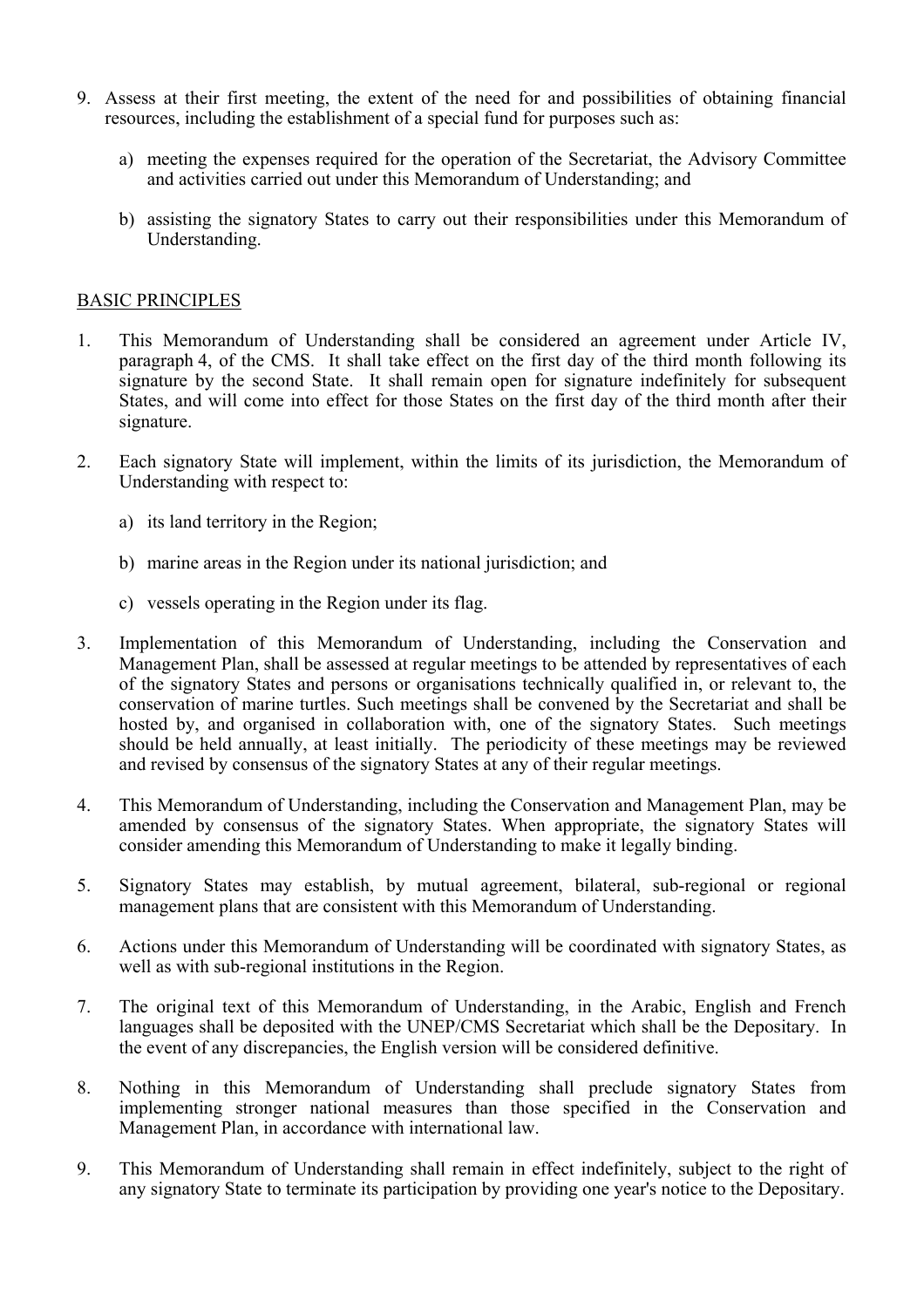9. Assess at their first meeting, the extent of the need for and possibilities of obtaining financial resources, including the establishment of a special fund for purposes such as:

   a) meeting the expenses required for the operation of the Secretariat, the Advisory Committee and activities carried out under this Memorandum of Understanding; and

   b) assisting the signatory States to carry out their responsibilities under this Memorandum of Understanding.

## BASIC PRINCIPLES

1. This Memorandum of Understanding shall be considered an agreement under Article IV, paragraph 4, of the CMS. It shall take effect on the first day of the third month following its signature by the second State. It shall remain open for signature indefinitely for subsequent States, and will come into effect for those States on the first day of the third month after their signature.

2. Each signatory State will implement, within the limits of its jurisdiction, the Memorandum of Understanding with respect to:

   a) its land territory in the Region;

   b) marine areas in the Region under its national jurisdiction; and

   c) vessels operating in the Region under its flag.

3. Implementation of this Memorandum of Understanding, including the Conservation and Management Plan, shall be assessed at regular meetings to be attended by representatives of each of the signatory States and persons or organisations technically qualified in, or relevant to, the conservation of marine turtles. Such meetings shall be convened by the Secretariat and shall be hosted by, and organised in collaboration with, one of the signatory States. Such meetings should be held annually, at least initially. The periodicity of these meetings may be reviewed and revised by consensus of the signatory States at any of their regular meetings.

4. This Memorandum of Understanding, including the Conservation and Management Plan, may be amended by consensus of the signatory States. When appropriate, the signatory States will consider amending this Memorandum of Understanding to make it legally binding.

5. Signatory States may establish, by mutual agreement, bilateral, sub-regional or regional management plans that are consistent with this Memorandum of Understanding.

6. Actions under this Memorandum of Understanding will be coordinated with signatory States, as well as with sub-regional institutions in the Region.

7. The original text of this Memorandum of Understanding, in the Arabic, English and French languages shall be deposited with the UNEP/CMS Secretariat which shall be the Depositary. In the event of any discrepancies, the English version will be considered definitive.

8. Nothing in this Memorandum of Understanding shall preclude signatory States from implementing stronger national measures than those specified in the Conservation and Management Plan, in accordance with international law.

9. This Memorandum of Understanding shall remain in effect indefinitely, subject to the right of any signatory State to terminate its participation by providing one year's notice to the Depositary.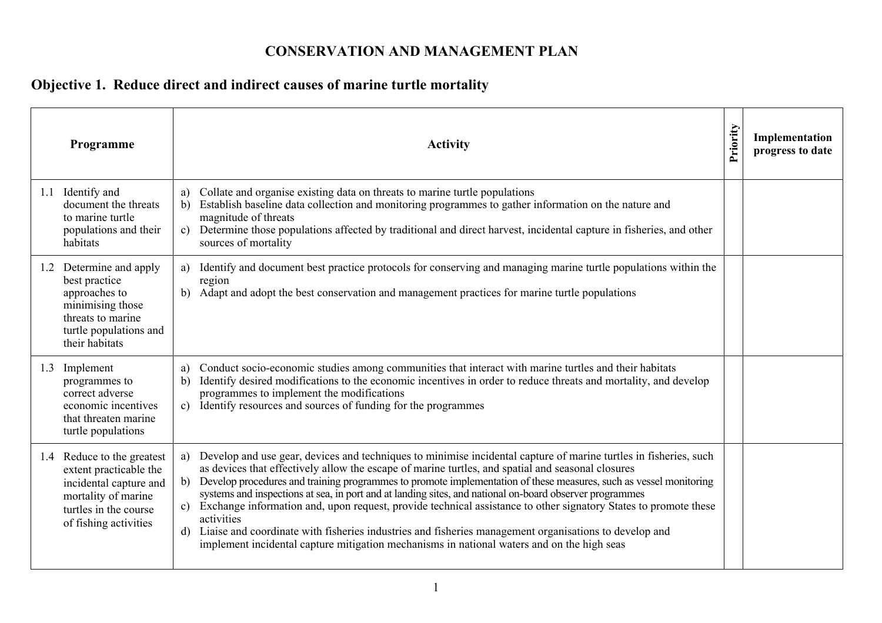# CONSERVATION AND MANAGEMENT PLAN

## Objective 1. Reduce direct and indirect causes of marine turtle mortality

| Programme | Activity | Priority | Implementation progress to date |
|---|---|---|---|
| 1.1 Identify and document the threats to marine turtle populations and their habitats | a) Collate and organise existing data on threats to marine turtle populations<br>b) Establish baseline data collection and monitoring programmes to gather information on the nature and magnitude of threats<br>c) Determine those populations affected by traditional and direct harvest, incidental capture in fisheries, and other sources of mortality | | |
| 1.2 Determine and apply best practice approaches to minimising those threats to marine turtle populations and their habitats | a) Identify and document best practice protocols for conserving and managing marine turtle populations within the region<br>b) Adapt and adopt the best conservation and management practices for marine turtle populations | | |
| 1.3 Implement programmes to correct adverse economic incentives that threaten marine turtle populations | a) Conduct socio-economic studies among communities that interact with marine turtles and their habitats<br>b) Identify desired modifications to the economic incentives in order to reduce threats and mortality, and develop programmes to implement the modifications<br>c) Identify resources and sources of funding for the programmes | | |
| 1.4 Reduce to the greatest extent practicable the incidental capture and mortality of marine turtles in the course of fishing activities | a) Develop and use gear, devices and techniques to minimise incidental capture of marine turtles in fisheries, such as devices that effectively allow the escape of marine turtles, and spatial and seasonal closures<br>b) Develop procedures and training programmes to promote implementation of these measures, such as vessel monitoring systems and inspections at sea, in port and at landing sites, and national on-board observer programmes<br>c) Exchange information and, upon request, provide technical assistance to other signatory States to promote these activities<br>d) Liaise and coordinate with fisheries industries and fisheries management organisations to develop and implement incidental capture mitigation mechanisms in national waters and on the high seas | | |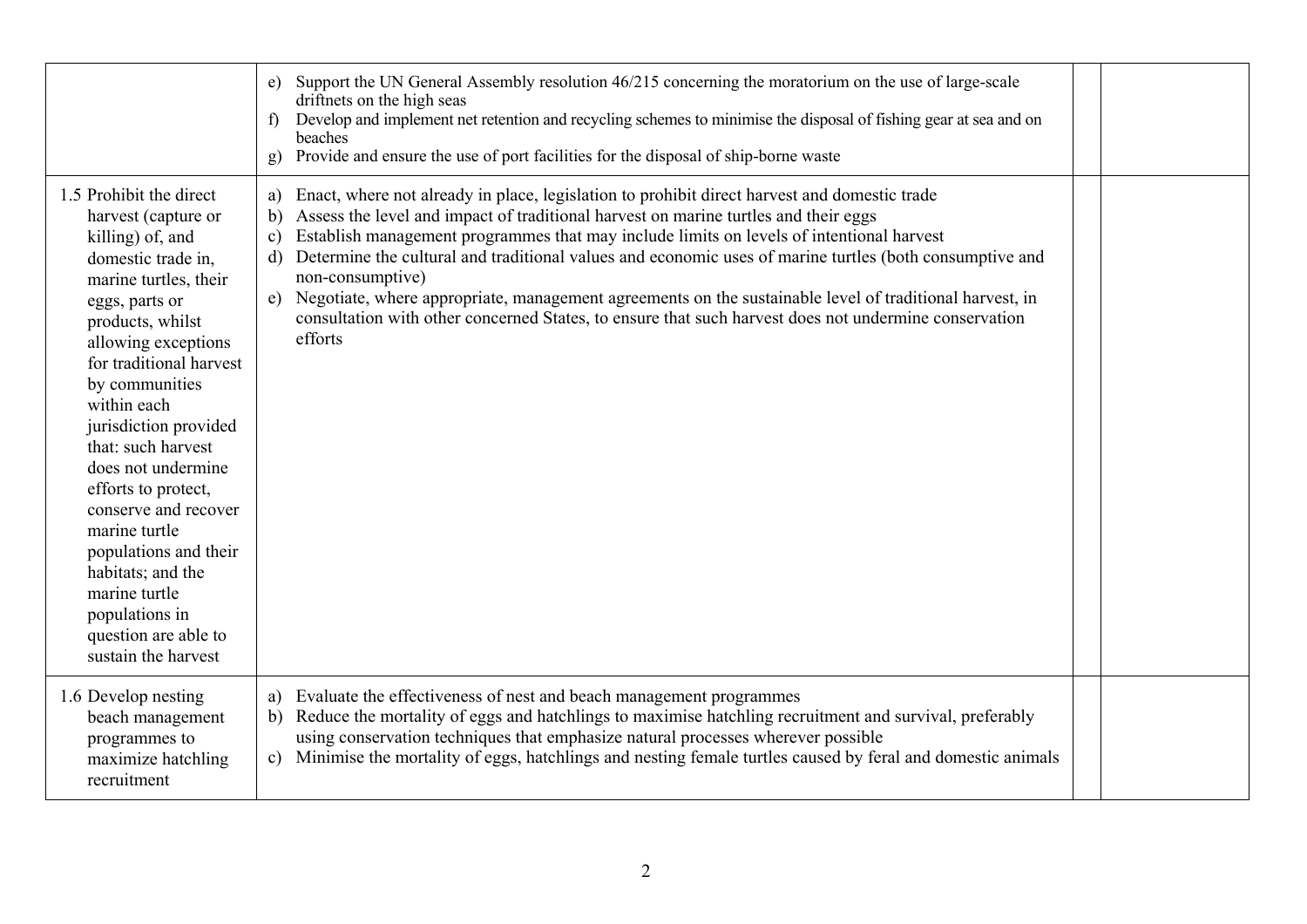| | | | |
|---|---|---|---|
| | e) Support the UN General Assembly resolution 46/215 concerning the moratorium on the use of large-scale driftnets on the high seas<br>f) Develop and implement net retention and recycling schemes to minimise the disposal of fishing gear at sea and on beaches<br>g) Provide and ensure the use of port facilities for the disposal of ship-borne waste | | |
| 1.5 Prohibit the direct harvest (capture or killing) of, and domestic trade in, marine turtles, their eggs, parts or products, whilst allowing exceptions for traditional harvest by communities within each jurisdiction provided that: such harvest does not undermine efforts to protect, conserve and recover marine turtle populations and their habitats; and the marine turtle populations in question are able to sustain the harvest | a) Enact, where not already in place, legislation to prohibit direct harvest and domestic trade<br>b) Assess the level and impact of traditional harvest on marine turtles and their eggs<br>c) Establish management programmes that may include limits on levels of intentional harvest<br>d) Determine the cultural and traditional values and economic uses of marine turtles (both consumptive and non-consumptive)<br>e) Negotiate, where appropriate, management agreements on the sustainable level of traditional harvest, in consultation with other concerned States, to ensure that such harvest does not undermine conservation efforts | | |
| 1.6 Develop nesting beach management programmes to maximize hatchling recruitment | a) Evaluate the effectiveness of nest and beach management programmes<br>b) Reduce the mortality of eggs and hatchlings to maximise hatchling recruitment and survival, preferably using conservation techniques that emphasize natural processes wherever possible<br>c) Minimise the mortality of eggs, hatchlings and nesting female turtles caused by feral and domestic animals | | |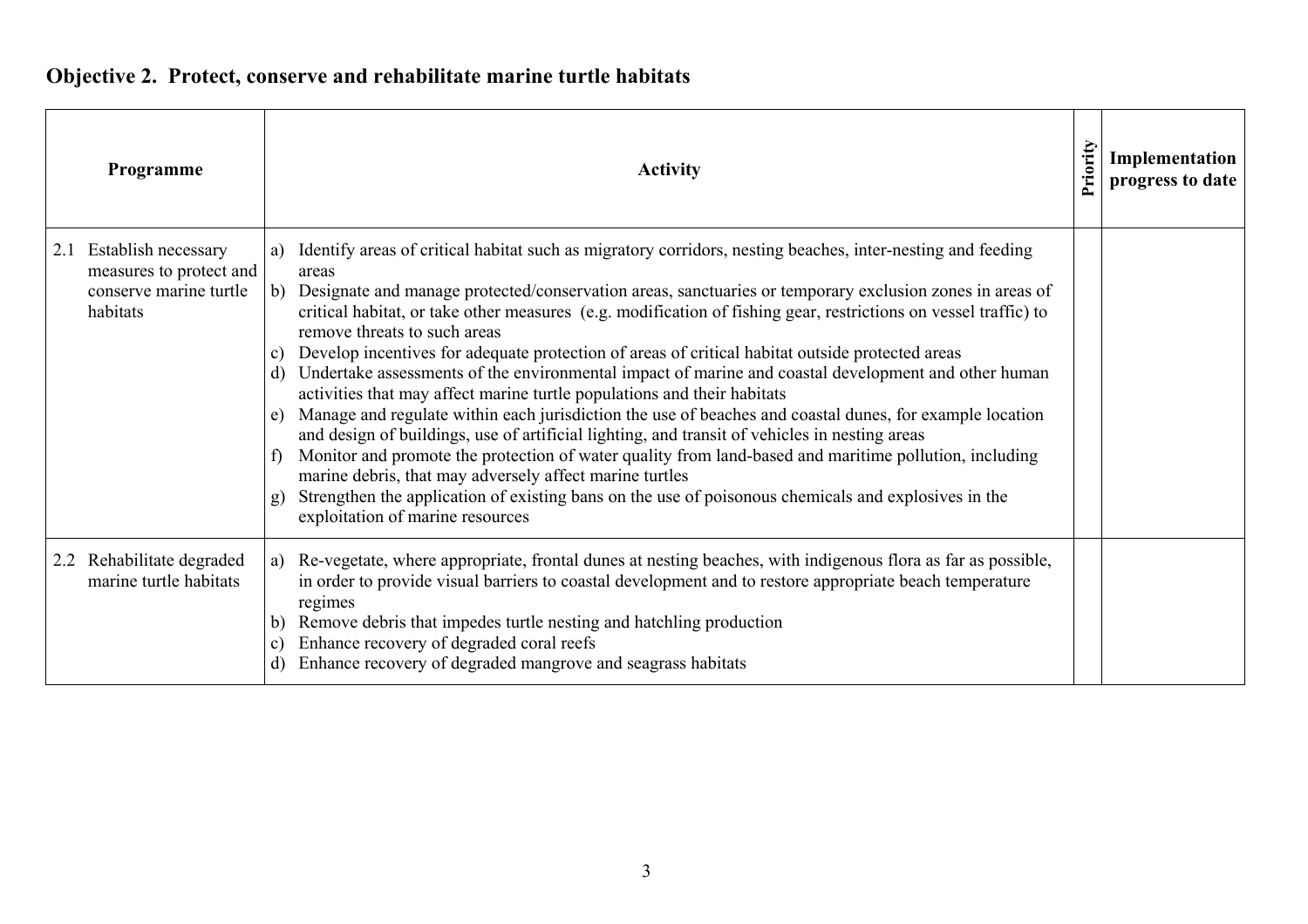## Objective 2. Protect, conserve and rehabilitate marine turtle habitats

| Programme | Activity | Priority | Implementation progress to date |
|---|---|---|---|
| 2.1 Establish necessary measures to protect and conserve marine turtle habitats | a) Identify areas of critical habitat such as migratory corridors, nesting beaches, inter-nesting and feeding areas<br>b) Designate and manage protected/conservation areas, sanctuaries or temporary exclusion zones in areas of critical habitat, or take other measures (e.g. modification of fishing gear, restrictions on vessel traffic) to remove threats to such areas<br>c) Develop incentives for adequate protection of areas of critical habitat outside protected areas<br>d) Undertake assessments of the environmental impact of marine and coastal development and other human activities that may affect marine turtle populations and their habitats<br>e) Manage and regulate within each jurisdiction the use of beaches and coastal dunes, for example location and design of buildings, use of artificial lighting, and transit of vehicles in nesting areas<br>f) Monitor and promote the protection of water quality from land-based and maritime pollution, including marine debris, that may adversely affect marine turtles<br>g) Strengthen the application of existing bans on the use of poisonous chemicals and explosives in the exploitation of marine resources | | |
| 2.2 Rehabilitate degraded marine turtle habitats | a) Re-vegetate, where appropriate, frontal dunes at nesting beaches, with indigenous flora as far as possible, in order to provide visual barriers to coastal development and to restore appropriate beach temperature regimes<br>b) Remove debris that impedes turtle nesting and hatchling production<br>c) Enhance recovery of degraded coral reefs<br>d) Enhance recovery of degraded mangrove and seagrass habitats | | |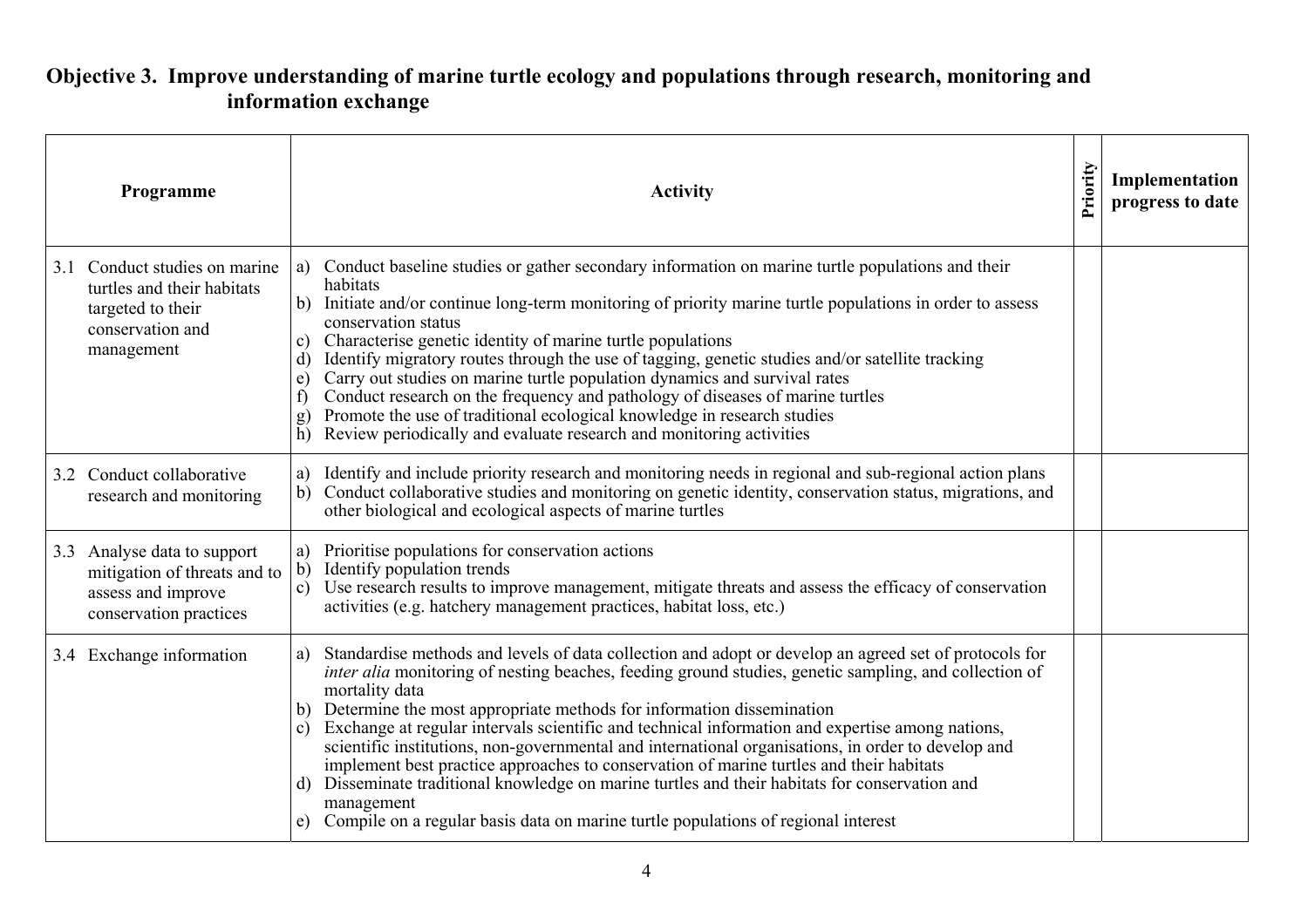## Objective 3. Improve understanding of marine turtle ecology and populations through research, monitoring and information exchange

| Programme | Activity | Priority | Implementation progress to date |
|---|---|---|---|
| 3.1 Conduct studies on marine turtles and their habitats targeted to their conservation and management | a) Conduct baseline studies or gather secondary information on marine turtle populations and their habitats<br>b) Initiate and/or continue long-term monitoring of priority marine turtle populations in order to assess conservation status<br>c) Characterise genetic identity of marine turtle populations<br>d) Identify migratory routes through the use of tagging, genetic studies and/or satellite tracking<br>e) Carry out studies on marine turtle population dynamics and survival rates<br>f) Conduct research on the frequency and pathology of diseases of marine turtles<br>g) Promote the use of traditional ecological knowledge in research studies<br>h) Review periodically and evaluate research and monitoring activities | | |
| 3.2 Conduct collaborative research and monitoring | a) Identify and include priority research and monitoring needs in regional and sub-regional action plans<br>b) Conduct collaborative studies and monitoring on genetic identity, conservation status, migrations, and other biological and ecological aspects of marine turtles | | |
| 3.3 Analyse data to support mitigation of threats and to assess and improve conservation practices | a) Prioritise populations for conservation actions<br>b) Identify population trends<br>c) Use research results to improve management, mitigate threats and assess the efficacy of conservation activities (e.g. hatchery management practices, habitat loss, etc.) | | |
| 3.4 Exchange information | a) Standardise methods and levels of data collection and adopt or develop an agreed set of protocols for *inter alia* monitoring of nesting beaches, feeding ground studies, genetic sampling, and collection of mortality data<br>b) Determine the most appropriate methods for information dissemination<br>c) Exchange at regular intervals scientific and technical information and expertise among nations, scientific institutions, non-governmental and international organisations, in order to develop and implement best practice approaches to conservation of marine turtles and their habitats<br>d) Disseminate traditional knowledge on marine turtles and their habitats for conservation and management<br>e) Compile on a regular basis data on marine turtle populations of regional interest | | |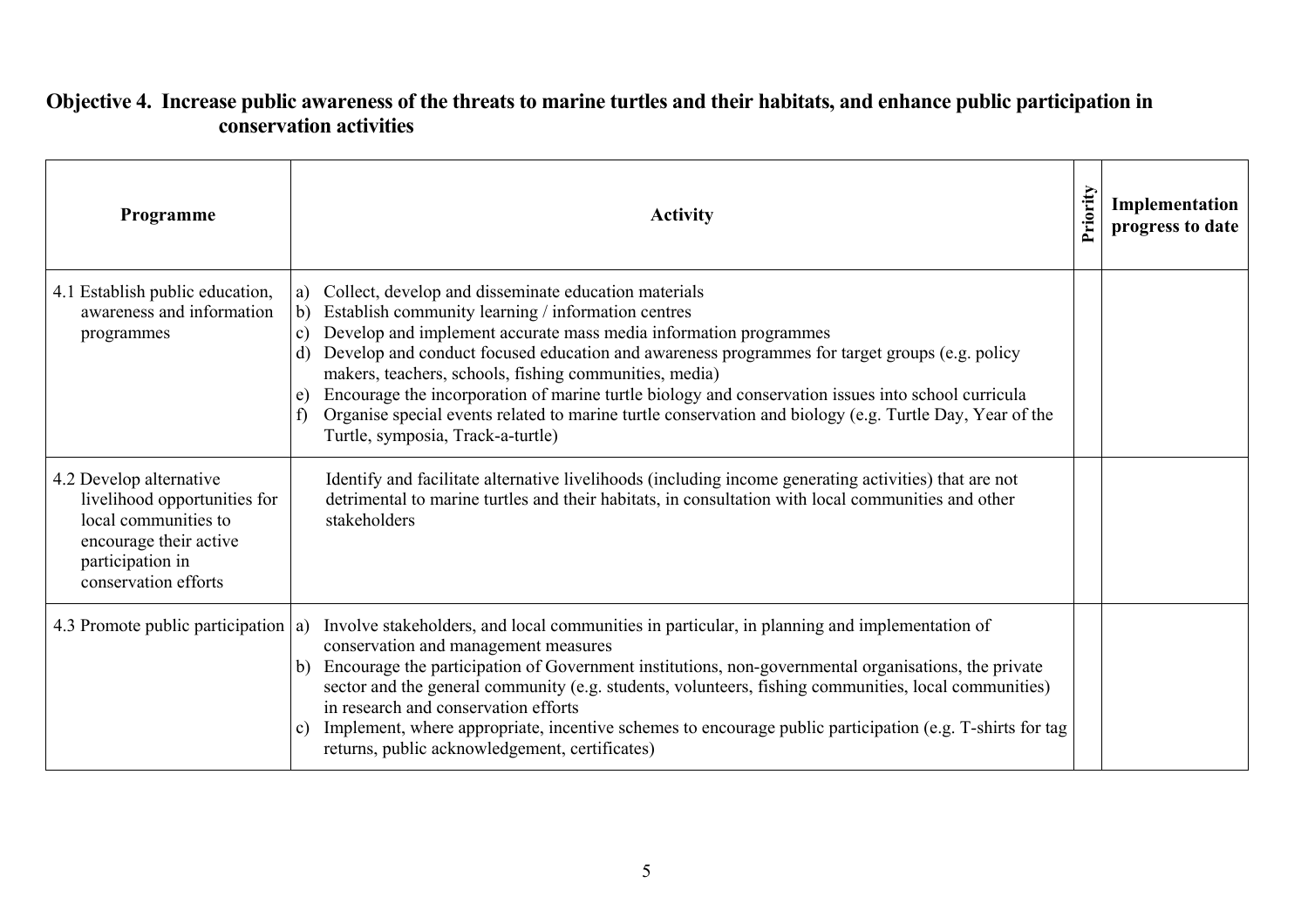## Objective 4. Increase public awareness of the threats to marine turtles and their habitats, and enhance public participation in conservation activities

| Programme | Activity | Priority | Implementation progress to date |
|---|---|---|---|
| 4.1 Establish public education, awareness and information programmes | a) Collect, develop and disseminate education materials<br>b) Establish community learning / information centres<br>c) Develop and implement accurate mass media information programmes<br>d) Develop and conduct focused education and awareness programmes for target groups (e.g. policy makers, teachers, schools, fishing communities, media)<br>e) Encourage the incorporation of marine turtle biology and conservation issues into school curricula<br>f) Organise special events related to marine turtle conservation and biology (e.g. Turtle Day, Year of the Turtle, symposia, Track-a-turtle) | | |
| 4.2 Develop alternative livelihood opportunities for local communities to encourage their active participation in conservation efforts | Identify and facilitate alternative livelihoods (including income generating activities) that are not detrimental to marine turtles and their habitats, in consultation with local communities and other stakeholders | | |
| 4.3 Promote public participation | a) Involve stakeholders, and local communities in particular, in planning and implementation of conservation and management measures<br>b) Encourage the participation of Government institutions, non-governmental organisations, the private sector and the general community (e.g. students, volunteers, fishing communities, local communities) in research and conservation efforts<br>c) Implement, where appropriate, incentive schemes to encourage public participation (e.g. T-shirts for tag returns, public acknowledgement, certificates) | | |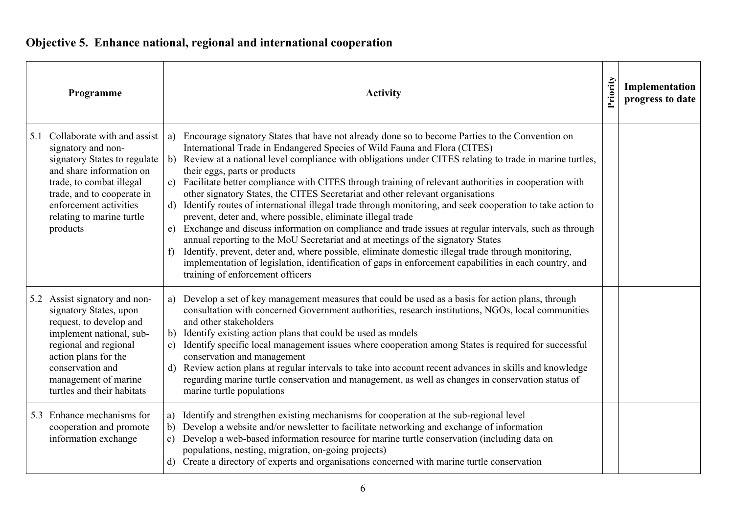## Objective 5. Enhance national, regional and international cooperation

| Programme | Activity | Priority | Implementation progress to date |
|---|---|---|---|
| 5.1 Collaborate with and assist signatory and non-signatory States to regulate and share information on trade, to combat illegal trade, and to cooperate in enforcement activities relating to marine turtle products | a) Encourage signatory States that have not already done so to become Parties to the Convention on International Trade in Endangered Species of Wild Fauna and Flora (CITES)<br>b) Review at a national level compliance with obligations under CITES relating to trade in marine turtles, their eggs, parts or products<br>c) Facilitate better compliance with CITES through training of relevant authorities in cooperation with other signatory States, the CITES Secretariat and other relevant organisations<br>d) Identify routes of international illegal trade through monitoring, and seek cooperation to take action to prevent, deter and, where possible, eliminate illegal trade<br>e) Exchange and discuss information on compliance and trade issues at regular intervals, such as through annual reporting to the MoU Secretariat and at meetings of the signatory States<br>f) Identify, prevent, deter and, where possible, eliminate domestic illegal trade through monitoring, implementation of legislation, identification of gaps in enforcement capabilities in each country, and training of enforcement officers | | |
| 5.2 Assist signatory and non-signatory States, upon request, to develop and implement national, sub-regional and regional action plans for the conservation and management of marine turtles and their habitats | a) Develop a set of key management measures that could be used as a basis for action plans, through consultation with concerned Government authorities, research institutions, NGOs, local communities and other stakeholders<br>b) Identify existing action plans that could be used as models<br>c) Identify specific local management issues where cooperation among States is required for successful conservation and management<br>d) Review action plans at regular intervals to take into account recent advances in skills and knowledge regarding marine turtle conservation and management, as well as changes in conservation status of marine turtle populations | | |
| 5.3 Enhance mechanisms for cooperation and promote information exchange | a) Identify and strengthen existing mechanisms for cooperation at the sub-regional level<br>b) Develop a website and/or newsletter to facilitate networking and exchange of information<br>c) Develop a web-based information resource for marine turtle conservation (including data on populations, nesting, migration, on-going projects)<br>d) Create a directory of experts and organisations concerned with marine turtle conservation | | |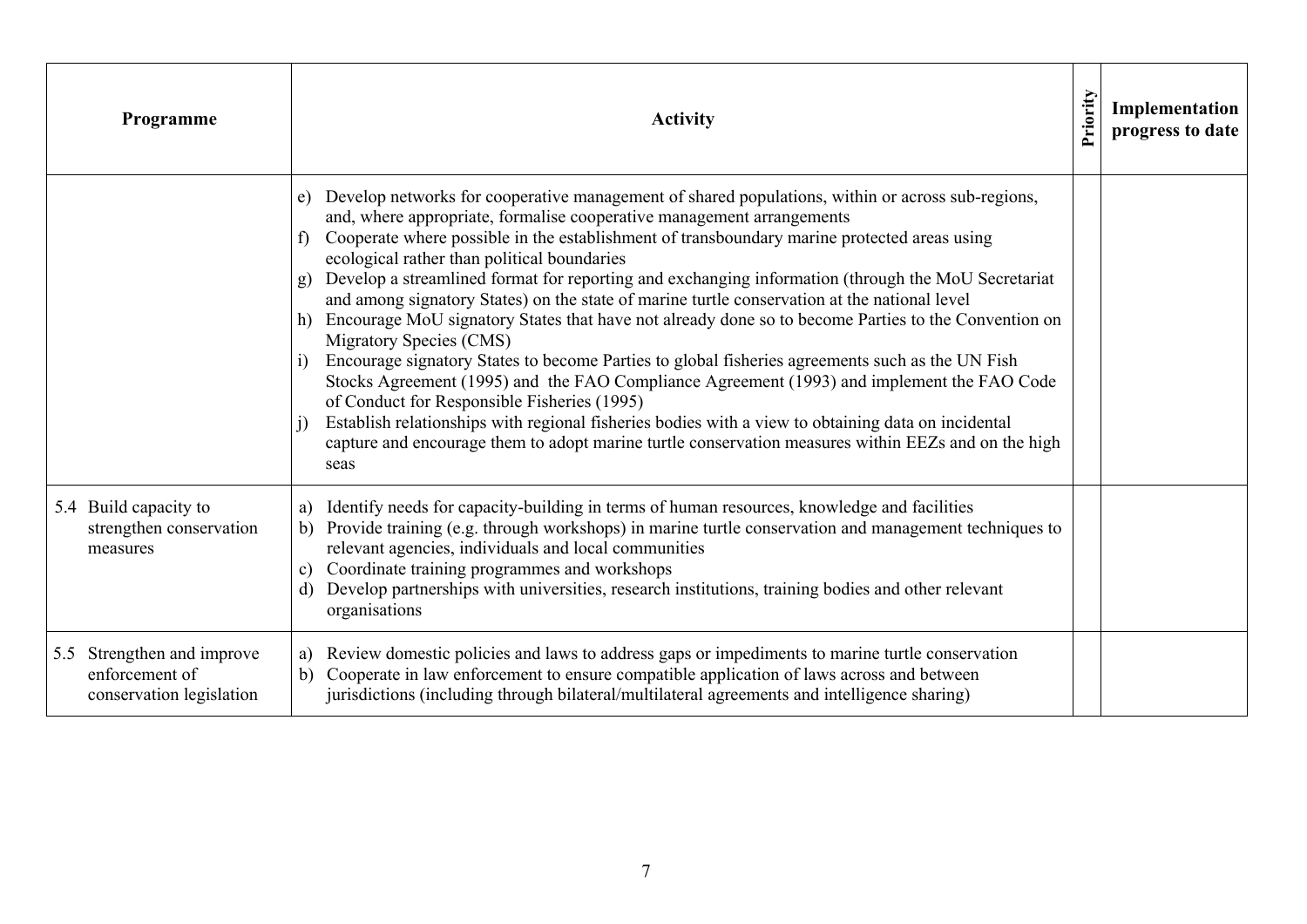| Programme | Activity | Priority | Implementation progress to date |
|---|---|---|---|
| | e) Develop networks for cooperative management of shared populations, within or across sub-regions, and, where appropriate, formalise cooperative management arrangements<br>f) Cooperate where possible in the establishment of transboundary marine protected areas using ecological rather than political boundaries<br>g) Develop a streamlined format for reporting and exchanging information (through the MoU Secretariat and among signatory States) on the state of marine turtle conservation at the national level<br>h) Encourage MoU signatory States that have not already done so to become Parties to the Convention on Migratory Species (CMS)<br>i) Encourage signatory States to become Parties to global fisheries agreements such as the UN Fish Stocks Agreement (1995) and the FAO Compliance Agreement (1993) and implement the FAO Code of Conduct for Responsible Fisheries (1995)<br>j) Establish relationships with regional fisheries bodies with a view to obtaining data on incidental capture and encourage them to adopt marine turtle conservation measures within EEZs and on the high seas | | |
| 5.4 Build capacity to strengthen conservation measures | a) Identify needs for capacity-building in terms of human resources, knowledge and facilities<br>b) Provide training (e.g. through workshops) in marine turtle conservation and management techniques to relevant agencies, individuals and local communities<br>c) Coordinate training programmes and workshops<br>d) Develop partnerships with universities, research institutions, training bodies and other relevant organisations | | |
| 5.5 Strengthen and improve enforcement of conservation legislation | a) Review domestic policies and laws to address gaps or impediments to marine turtle conservation<br>b) Cooperate in law enforcement to ensure compatible application of laws across and between jurisdictions (including through bilateral/multilateral agreements and intelligence sharing) | | |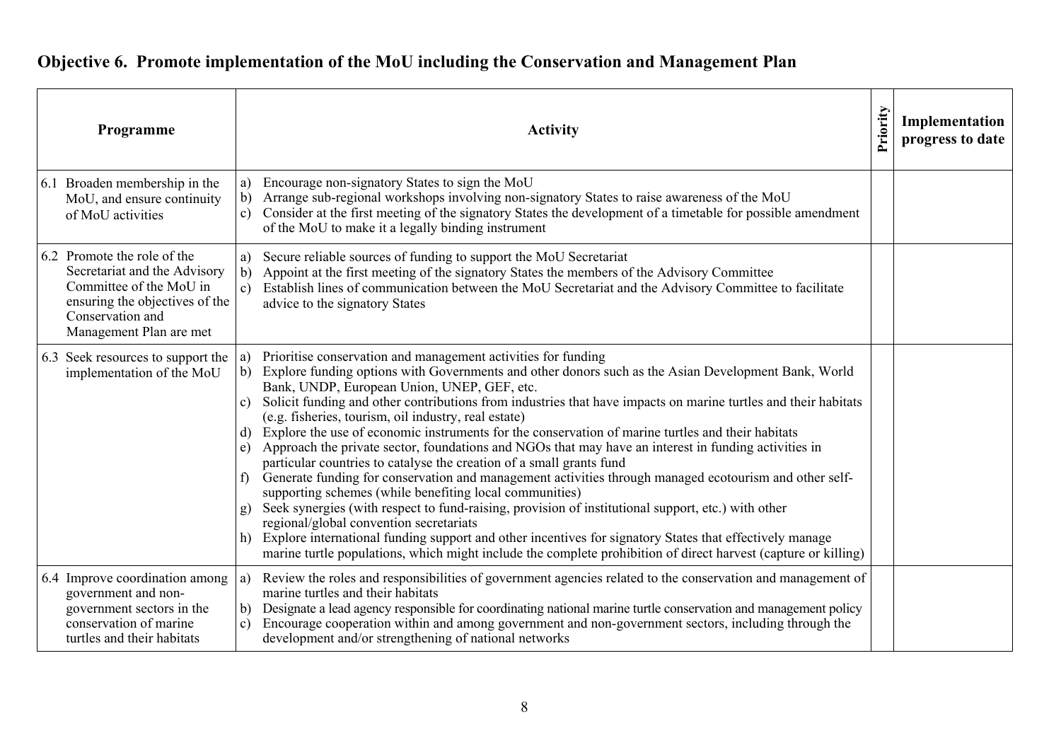## Objective 6. Promote implementation of the MoU including the Conservation and Management Plan

| Programme | Activity | Priority | Implementation progress to date |
|---|---|---|---|
| 6.1 Broaden membership in the MoU, and ensure continuity of MoU activities | a) Encourage non-signatory States to sign the MoU<br>b) Arrange sub-regional workshops involving non-signatory States to raise awareness of the MoU<br>c) Consider at the first meeting of the signatory States the development of a timetable for possible amendment of the MoU to make it a legally binding instrument | | |
| 6.2 Promote the role of the Secretariat and the Advisory Committee of the MoU in ensuring the objectives of the Conservation and Management Plan are met | a) Secure reliable sources of funding to support the MoU Secretariat<br>b) Appoint at the first meeting of the signatory States the members of the Advisory Committee<br>c) Establish lines of communication between the MoU Secretariat and the Advisory Committee to facilitate advice to the signatory States | | |
| 6.3 Seek resources to support the implementation of the MoU | a) Prioritise conservation and management activities for funding<br>b) Explore funding options with Governments and other donors such as the Asian Development Bank, World Bank, UNDP, European Union, UNEP, GEF, etc.<br>c) Solicit funding and other contributions from industries that have impacts on marine turtles and their habitats (e.g. fisheries, tourism, oil industry, real estate)<br>d) Explore the use of economic instruments for the conservation of marine turtles and their habitats<br>e) Approach the private sector, foundations and NGOs that may have an interest in funding activities in particular countries to catalyse the creation of a small grants fund<br>f) Generate funding for conservation and management activities through managed ecotourism and other self-supporting schemes (while benefiting local communities)<br>g) Seek synergies (with respect to fund-raising, provision of institutional support, etc.) with other regional/global convention secretariats<br>h) Explore international funding support and other incentives for signatory States that effectively manage marine turtle populations, which might include the complete prohibition of direct harvest (capture or killing) | | |
| 6.4 Improve coordination among government and non-government sectors in the conservation of marine turtles and their habitats | a) Review the roles and responsibilities of government agencies related to the conservation and management of marine turtles and their habitats<br>b) Designate a lead agency responsible for coordinating national marine turtle conservation and management policy<br>c) Encourage cooperation within and among government and non-government sectors, including through the development and/or strengthening of national networks | | |